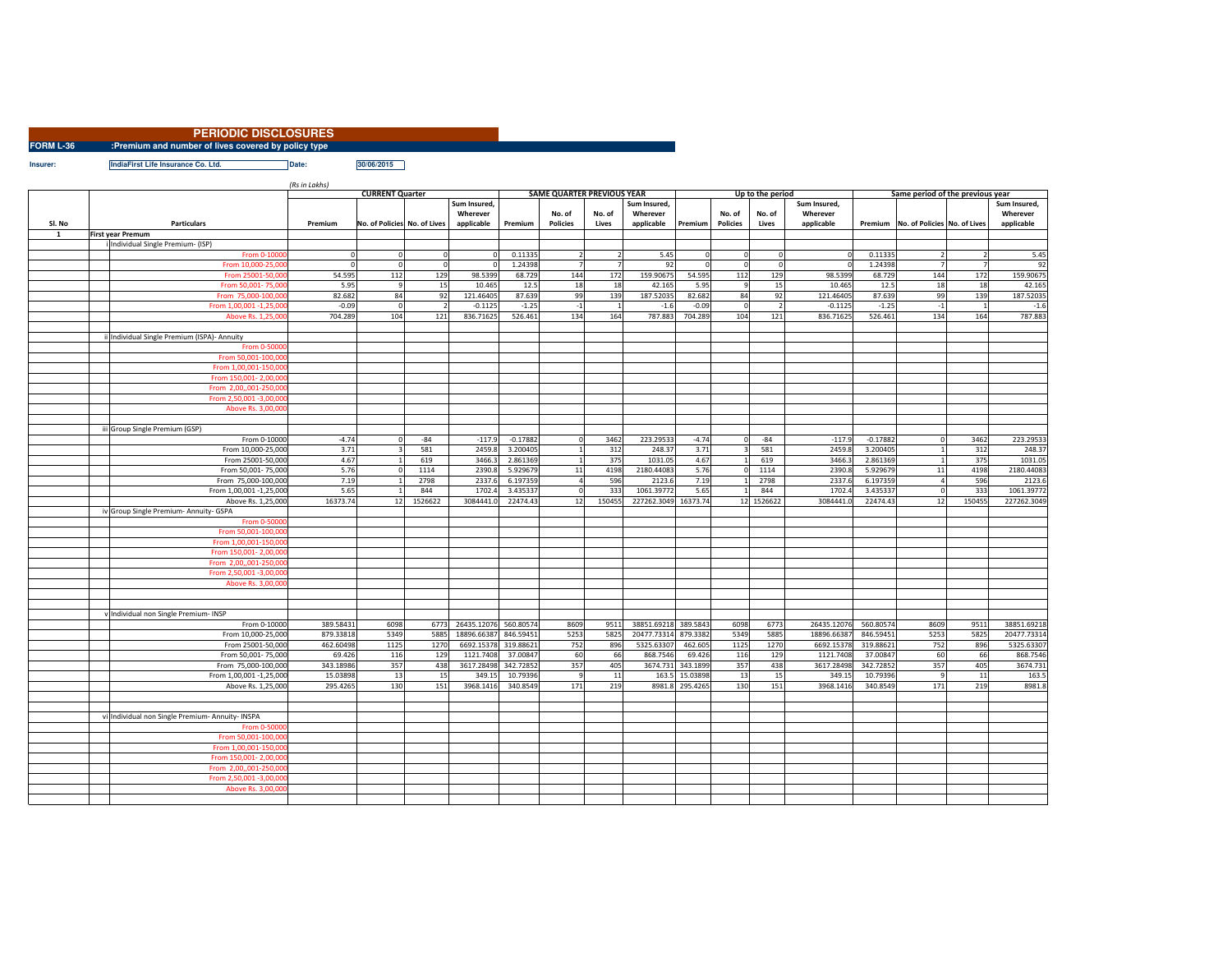# PERIODIC DISCLOSURES

**FORM L-36** :Premium and number of lives covered by policy type

**Insurer:** IndiaFirst Life Insurance Co. Ltd. **Date:** 30/06/2015

*(Rs in Lakhs)*

| Sl. No | Particulars | CURRENT Quarter | | | | SAME QUARTER PREVIOUS YEAR | | | | Up to the period | | | | Same period of the previous year | | | |
|---|---|---|---|---|---|---|---|---|---|---|---|---|---|---|---|---|---|
| | | Premium | No. of Policies | No. of Lives | Sum Insured, Wherever applicable | Premium | No. of Policies | No. of Lives | Sum Insured, Wherever applicable | Premium | No. of Policies | No. of Lives | Sum Insured, Wherever applicable | Premium | No. of Policies | No. of Lives | Sum Insured, Wherever applicable |
| 1 | First year Premum | | | | | | | | | | | | | | | | |
| | i Individual Single Premium- (ISP) | | | | | | | | | | | | | | | | |
| | From 0-10000 | 0 | 0 | 0 | 0 | 0.11335 | 2 | 2 | 5.45 | 0 | 0 | 0 | 0 | 0.11335 | 2 | 2 | 5.45 |
| | From 10,000-25,000 | 0 | 0 | 0 | 0 | 1.24398 | 7 | 7 | 92 | 0 | 0 | 0 | 0 | 1.24398 | 7 | 7 | 92 |
| | From 25001-50,000 | 54.595 | 112 | 129 | 98.5399 | 68.729 | 144 | 172 | 159.90675 | 54.595 | 112 | 129 | 98.5399 | 68.729 | 144 | 172 | 159.90675 |
| | From 50,001- 75,000 | 5.95 | 9 | 15 | 10.465 | 12.5 | 18 | 18 | 42.165 | 5.95 | 9 | 15 | 10.465 | 12.5 | 18 | 18 | 42.165 |
| | From 75,000-100,000 | 82.682 | 84 | 92 | 121.46405 | 87.639 | 99 | 139 | 187.52035 | 82.682 | 84 | 92 | 121.46405 | 87.639 | 99 | 139 | 187.52035 |
| | From 1,00,001 -1,25,000 | -0.09 | 0 | 2 | -0.1125 | -1.25 | -1 | 1 | -1.6 | -0.09 | 0 | 2 | -0.1125 | -1.25 | -1 | 1 | -1.6 |
| | Above Rs. 1,25,000 | 704.289 | 104 | 121 | 836.71625 | 526.461 | 134 | 164 | 787.883 | 704.289 | 104 | 121 | 836.71625 | 526.461 | 134 | 164 | 787.883 |
| | | | | | | | | | | | | | | | | | |
| | ii Individual Single Premium (ISPA)- Annuity | | | | | | | | | | | | | | | | |
| | From 0-50000 | | | | | | | | | | | | | | | | |
| | From 50,001-100,000 | | | | | | | | | | | | | | | | |
| | From 1,00,001-150,000 | | | | | | | | | | | | | | | | |
| | From 150,001- 2,00,000 | | | | | | | | | | | | | | | | |
| | From 2,00,,001-250,000 | | | | | | | | | | | | | | | | |
| | From 2,50,001 -3,00,000 | | | | | | | | | | | | | | | | |
| | Above Rs. 3,00,000 | | | | | | | | | | | | | | | | |
| | | | | | | | | | | | | | | | | | |
| | iii Group Single Premium (GSP) | | | | | | | | | | | | | | | | |
| | From 0-10000 | -4.74 | 0 | -84 | -117.9 | -0.17882 | 0 | 3462 | 223.29533 | -4.74 | 0 | -84 | -117.9 | -0.17882 | 0 | 3462 | 223.29533 |
| | From 10,000-25,000 | 3.71 | 3 | 581 | 2459.8 | 3.200405 | 1 | 312 | 248.37 | 3.71 | 3 | 581 | 2459.8 | 3.200405 | 1 | 312 | 248.37 |
| | From 25001-50,000 | 4.67 | 1 | 619 | 3466.3 | 2.861369 | 1 | 375 | 1031.05 | 4.67 | 1 | 619 | 3466.3 | 2.861369 | 1 | 375 | 1031.05 |
| | From 50,001- 75,000 | 5.76 | 0 | 1114 | 2390.8 | 5.929679 | 11 | 4198 | 2180.44083 | 5.76 | 0 | 1114 | 2390.8 | 5.929679 | 11 | 4198 | 2180.44083 |
| | From 75,000-100,000 | 7.19 | 1 | 2798 | 2337.6 | 6.197359 | 4 | 596 | 2123.6 | 7.19 | 1 | 2798 | 2337.6 | 6.197359 | 4 | 596 | 2123.6 |
| | From 1,00,001 -1,25,000 | 5.65 | 1 | 844 | 1702.4 | 3.435337 | 0 | 333 | 1061.39772 | 5.65 | 1 | 844 | 1702.4 | 3.435337 | 0 | 333 | 1061.39772 |
| | Above Rs. 1,25,000 | 16373.74 | 12 | 1526622 | 3084441.0 | 22474.43 | 12 | 150455 | 227262.3049 | 16373.74 | 12 | 1526622 | 3084441.0 | 22474.43 | 12 | 150455 | 227262.3049 |
| | iv Group Single Premium- Annuity- GSPA | | | | | | | | | | | | | | | | |
| | From 0-50000 | | | | | | | | | | | | | | | | |
| | From 50,001-100,000 | | | | | | | | | | | | | | | | |
| | From 1,00,001-150,000 | | | | | | | | | | | | | | | | |
| | From 150,001- 2,00,000 | | | | | | | | | | | | | | | | |
| | From 2,00,,001-250,000 | | | | | | | | | | | | | | | | |
| | From 2,50,001 -3,00,000 | | | | | | | | | | | | | | | | |
| | Above Rs. 3,00,000 | | | | | | | | | | | | | | | | |
| | | | | | | | | | | | | | | | | | |
| | | | | | | | | | | | | | | | | | |
| | v Individual non Single Premium- INSP | | | | | | | | | | | | | | | | |
| | From 0-10000 | 389.58431 | 6098 | 6773 | 26435.12076 | 560.80574 | 8609 | 9511 | 38851.69218 | 389.5843 | 6098 | 6773 | 26435.12076 | 560.80574 | 8609 | 9511 | 38851.69218 |
| | From 10,000-25,000 | 879.33818 | 5349 | 5885 | 18896.66387 | 846.59451 | 5253 | 5825 | 20477.73314 | 879.3382 | 5349 | 5885 | 18896.66387 | 846.59451 | 5253 | 5825 | 20477.73314 |
| | From 25001-50,000 | 462.60498 | 1125 | 1270 | 6692.15378 | 319.88621 | 752 | 896 | 5325.63307 | 462.605 | 1125 | 1270 | 6692.15378 | 319.88621 | 752 | 896 | 5325.63307 |
| | From 50,001- 75,000 | 69.426 | 116 | 129 | 1121.7408 | 37.00847 | 60 | 66 | 868.7546 | 69.426 | 116 | 129 | 1121.7408 | 37.00847 | 60 | 66 | 868.7546 |
| | From 75,000-100,000 | 343.18986 | 357 | 438 | 3617.28498 | 342.72852 | 357 | 405 | 3674.731 | 343.1899 | 357 | 438 | 3617.28498 | 342.72852 | 357 | 405 | 3674.731 |
| | From 1,00,001 -1,25,000 | 15.03898 | 13 | 15 | 349.15 | 10.79396 | 9 | 11 | 163.5 | 15.03898 | 13 | 15 | 349.15 | 10.79396 | 9 | 11 | 163.5 |
| | Above Rs. 1,25,000 | 295.4265 | 130 | 151 | 3968.1416 | 340.8549 | 171 | 219 | 8981.8 | 295.4265 | 130 | 151 | 3968.1416 | 340.8549 | 171 | 219 | 8981.8 |
| | | | | | | | | | | | | | | | | | |
| | | | | | | | | | | | | | | | | | |
| | vi Individual non Single Premium- Annuity- INSPA | | | | | | | | | | | | | | | | |
| | From 0-50000 | | | | | | | | | | | | | | | | |
| | From 50,001-100,000 | | | | | | | | | | | | | | | | |
| | From 1,00,001-150,000 | | | | | | | | | | | | | | | | |
| | From 150,001- 2,00,000 | | | | | | | | | | | | | | | | |
| | From 2,00,,001-250,000 | | | | | | | | | | | | | | | | |
| | From 2,50,001 -3,00,000 | | | | | | | | | | | | | | | | |
| | Above Rs. 3,00,000 | | | | | | | | | | | | | | | | |
| | | | | | | | | | | | | | | | | | |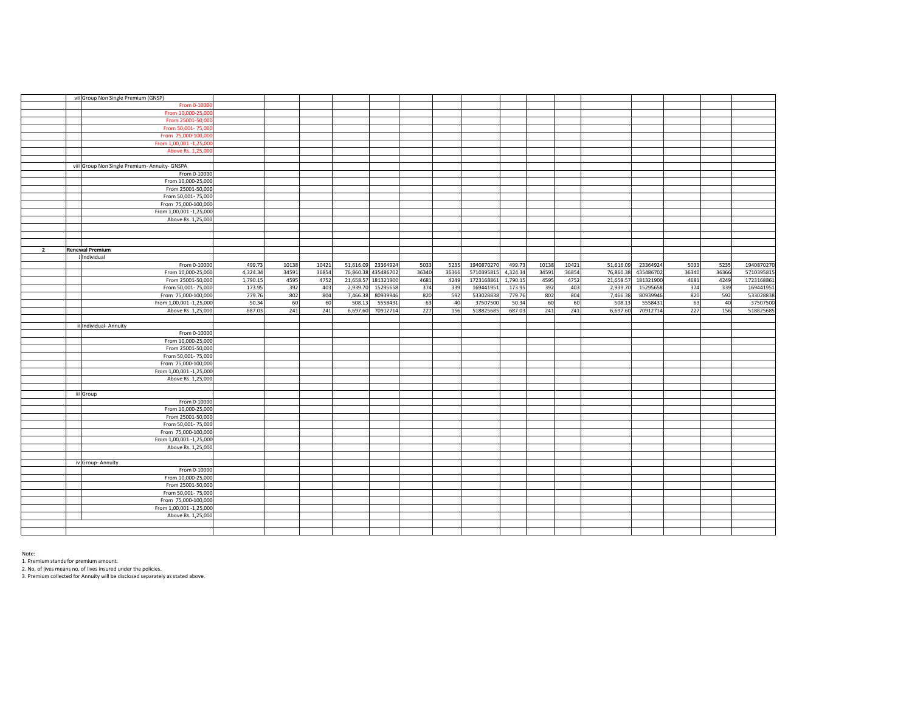| | | | | | | | | | | | | | | | | | |
|---|---|---|---|---|---|---|---|---|---|---|---|---|---|---|---|---|---|
| | vii | Group Non Single Premium (GNSP) | | | | | | | | | | | | | | | |
| | | From 0-10000 | | | | | | | | | | | | | | | |
| | | From 10,000-25,000 | | | | | | | | | | | | | | | |
| | | From 25001-50,000 | | | | | | | | | | | | | | | |
| | | From 50,001- 75,000 | | | | | | | | | | | | | | | |
| | | From 75,000-100,000 | | | | | | | | | | | | | | | |
| | | From 1,00,001 -1,25,000 | | | | | | | | | | | | | | | |
| | | Above Rs. 1,25,000 | | | | | | | | | | | | | | | |
| | | | | | | | | | | | | | | | | | |
| | viii | Group Non Single Premium- Annuity- GNSPA | | | | | | | | | | | | | | | |
| | | From 0-10000 | | | | | | | | | | | | | | | |
| | | From 10,000-25,000 | | | | | | | | | | | | | | | |
| | | From 25001-50,000 | | | | | | | | | | | | | | | |
| | | From 50,001- 75,000 | | | | | | | | | | | | | | | |
| | | From 75,000-100,000 | | | | | | | | | | | | | | | |
| | | From 1,00,001 -1,25,000 | | | | | | | | | | | | | | | |
| | | Above Rs. 1,25,000 | | | | | | | | | | | | | | | |
| | | | | | | | | | | | | | | | | | |
| | | | | | | | | | | | | | | | | | |
| | | | | | | | | | | | | | | | | | |
| **2** | **Renewal Premium** | | | | | | | | | | | | | | | | |
| | i | Individual | | | | | | | | | | | | | | | |
| | | From 0-10000 | 499.73 | 10138 | 10421 | 51,616.09 | 23364924 | 5033 | 5235 | 1940870270 | 499.73 | 10138 | 10421 | 51,616.09 | 23364924 | 5033 | 5235 | 1940870270 |
| | | From 10,000-25,000 | 4,324.34 | 34591 | 36854 | 76,860.38 | 435486702 | 36340 | 36366 | 5710395815 | 4,324.34 | 34591 | 36854 | 76,860.38 | 435486702 | 36340 | 36366 | 5710395815 |
| | | From 25001-50,000 | 1,790.15 | 4595 | 4752 | 21,658.57 | 181321900 | 4681 | 4249 | 1723168861 | 1,790.15 | 4595 | 4752 | 21,658.57 | 181321900 | 4681 | 4249 | 1723168861 |
| | | From 50,001- 75,000 | 173.95 | 392 | 403 | 2,939.70 | 15295658 | 374 | 339 | 169441951 | 173.95 | 392 | 403 | 2,939.70 | 15295658 | 374 | 339 | 169441951 |
| | | From 75,000-100,000 | 779.76 | 802 | 804 | 7,466.38 | 80939946 | 820 | 592 | 533028838 | 779.76 | 802 | 804 | 7,466.38 | 80939946 | 820 | 592 | 533028838 |
| | | From 1,00,001 -1,25,000 | 50.34 | 60 | 60 | 508.13 | 5558431 | 63 | 40 | 37507500 | 50.34 | 60 | 60 | 508.13 | 5558431 | 63 | 40 | 37507500 |
| | | Above Rs. 1,25,000 | 687.03 | 241 | 241 | 6,697.60 | 70912714 | 227 | 156 | 518825685 | 687.03 | 241 | 241 | 6,697.60 | 70912714 | 227 | 156 | 518825685 |
| | | | | | | | | | | | | | | | | | |
| | ii | Individual- Annuity | | | | | | | | | | | | | | | |
| | | From 0-10000 | | | | | | | | | | | | | | | |
| | | From 10,000-25,000 | | | | | | | | | | | | | | | |
| | | From 25001-50,000 | | | | | | | | | | | | | | | |
| | | From 50,001- 75,000 | | | | | | | | | | | | | | | |
| | | From 75,000-100,000 | | | | | | | | | | | | | | | |
| | | From 1,00,001 -1,25,000 | | | | | | | | | | | | | | | |
| | | Above Rs. 1,25,000 | | | | | | | | | | | | | | | |
| | | | | | | | | | | | | | | | | | |
| | iii | Group | | | | | | | | | | | | | | | |
| | | From 0-10000 | | | | | | | | | | | | | | | |
| | | From 10,000-25,000 | | | | | | | | | | | | | | | |
| | | From 25001-50,000 | | | | | | | | | | | | | | | |
| | | From 50,001- 75,000 | | | | | | | | | | | | | | | |
| | | From 75,000-100,000 | | | | | | | | | | | | | | | |
| | | From 1,00,001 -1,25,000 | | | | | | | | | | | | | | | |
| | | Above Rs. 1,25,000 | | | | | | | | | | | | | | | |
| | | | | | | | | | | | | | | | | | |
| | iv | Group- Annuity | | | | | | | | | | | | | | | |
| | | From 0-10000 | | | | | | | | | | | | | | | |
| | | From 10,000-25,000 | | | | | | | | | | | | | | | |
| | | From 25001-50,000 | | | | | | | | | | | | | | | |
| | | From 50,001- 75,000 | | | | | | | | | | | | | | | |
| | | From 75,000-100,000 | | | | | | | | | | | | | | | |
| | | From 1,00,001 -1,25,000 | | | | | | | | | | | | | | | |
| | | Above Rs. 1,25,000 | | | | | | | | | | | | | | | |

Note:

1. Premium stands for premium amount.
2. No. of lives means no. of lives insured under the policies.
3. Premium collected for Annuity will be disclosed separately as stated above.